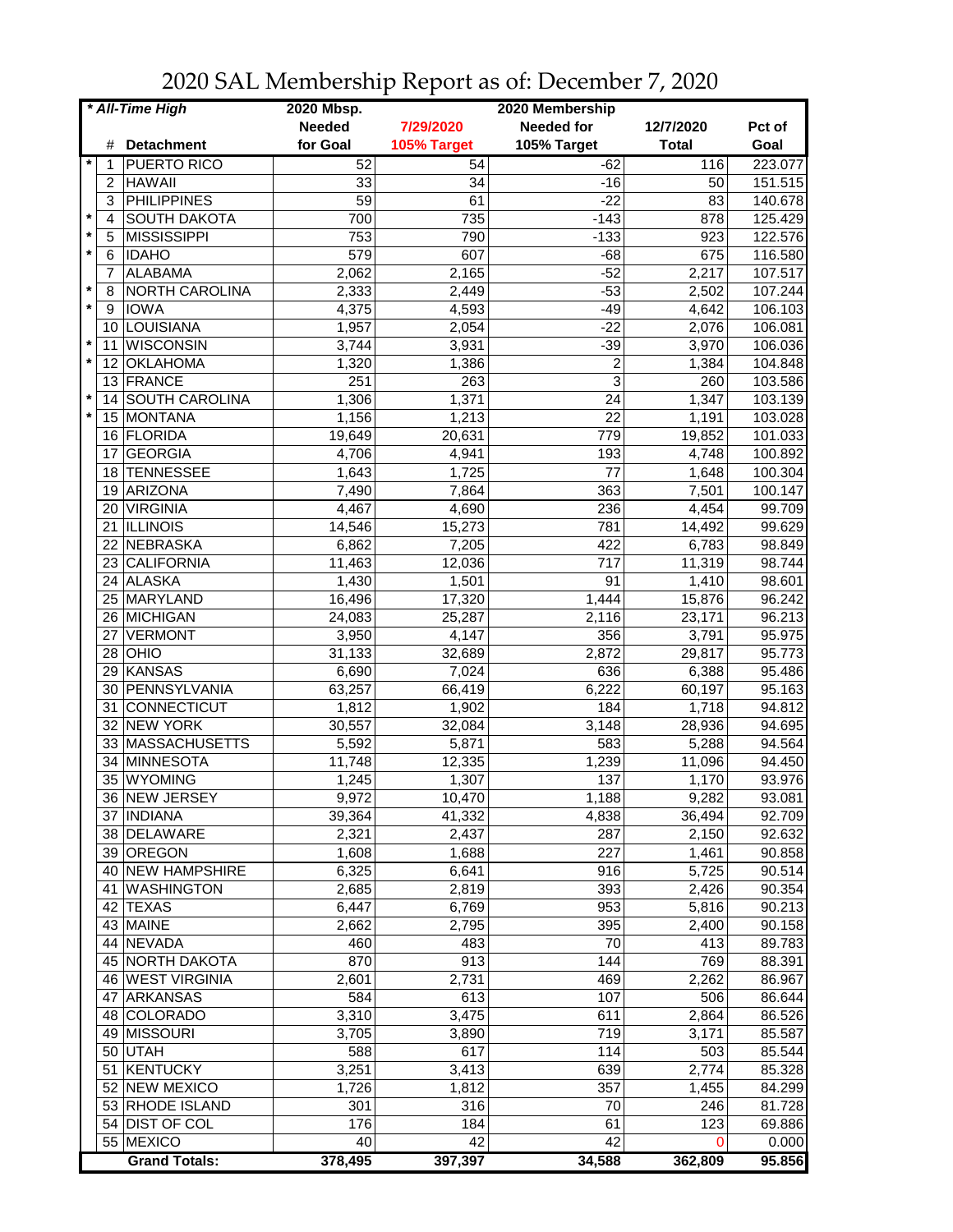# 2020 SAL Membership Report as of: December 7, 2020

| * All-Time High | | | 2020 Mbsp. | 2020 Membership | | | |
|---|---|---|---|---|---|---|---|
| | # | Detachment | Needed for Goal | 7/29/2020 105% Target | Needed for 105% Target | 12/7/2020 Total | Pct of Goal |
| * | 1 | PUERTO RICO | 52 | 54 | -62 | 116 | 223.077 |
| | 2 | HAWAII | 33 | 34 | -16 | 50 | 151.515 |
| | 3 | PHILIPPINES | 59 | 61 | -22 | 83 | 140.678 |
| * | 4 | SOUTH DAKOTA | 700 | 735 | -143 | 878 | 125.429 |
| * | 5 | MISSISSIPPI | 753 | 790 | -133 | 923 | 122.576 |
| * | 6 | IDAHO | 579 | 607 | -68 | 675 | 116.580 |
| | 7 | ALABAMA | 2,062 | 2,165 | -52 | 2,217 | 107.517 |
| * | 8 | NORTH CAROLINA | 2,333 | 2,449 | -53 | 2,502 | 107.244 |
| * | 9 | IOWA | 4,375 | 4,593 | -49 | 4,642 | 106.103 |
| | 10 | LOUISIANA | 1,957 | 2,054 | -22 | 2,076 | 106.081 |
| * | 11 | WISCONSIN | 3,744 | 3,931 | -39 | 3,970 | 106.036 |
| * | 12 | OKLAHOMA | 1,320 | 1,386 | 2 | 1,384 | 104.848 |
| | 13 | FRANCE | 251 | 263 | 3 | 260 | 103.586 |
| * | 14 | SOUTH CAROLINA | 1,306 | 1,371 | 24 | 1,347 | 103.139 |
| * | 15 | MONTANA | 1,156 | 1,213 | 22 | 1,191 | 103.028 |
| | 16 | FLORIDA | 19,649 | 20,631 | 779 | 19,852 | 101.033 |
| | 17 | GEORGIA | 4,706 | 4,941 | 193 | 4,748 | 100.892 |
| | 18 | TENNESSEE | 1,643 | 1,725 | 77 | 1,648 | 100.304 |
| | 19 | ARIZONA | 7,490 | 7,864 | 363 | 7,501 | 100.147 |
| | 20 | VIRGINIA | 4,467 | 4,690 | 236 | 4,454 | 99.709 |
| | 21 | ILLINOIS | 14,546 | 15,273 | 781 | 14,492 | 99.629 |
| | 22 | NEBRASKA | 6,862 | 7,205 | 422 | 6,783 | 98.849 |
| | 23 | CALIFORNIA | 11,463 | 12,036 | 717 | 11,319 | 98.744 |
| | 24 | ALASKA | 1,430 | 1,501 | 91 | 1,410 | 98.601 |
| | 25 | MARYLAND | 16,496 | 17,320 | 1,444 | 15,876 | 96.242 |
| | 26 | MICHIGAN | 24,083 | 25,287 | 2,116 | 23,171 | 96.213 |
| | 27 | VERMONT | 3,950 | 4,147 | 356 | 3,791 | 95.975 |
| | 28 | OHIO | 31,133 | 32,689 | 2,872 | 29,817 | 95.773 |
| | 29 | KANSAS | 6,690 | 7,024 | 636 | 6,388 | 95.486 |
| | 30 | PENNSYLVANIA | 63,257 | 66,419 | 6,222 | 60,197 | 95.163 |
| | 31 | CONNECTICUT | 1,812 | 1,902 | 184 | 1,718 | 94.812 |
| | 32 | NEW YORK | 30,557 | 32,084 | 3,148 | 28,936 | 94.695 |
| | 33 | MASSACHUSETTS | 5,592 | 5,871 | 583 | 5,288 | 94.564 |
| | 34 | MINNESOTA | 11,748 | 12,335 | 1,239 | 11,096 | 94.450 |
| | 35 | WYOMING | 1,245 | 1,307 | 137 | 1,170 | 93.976 |
| | 36 | NEW JERSEY | 9,972 | 10,470 | 1,188 | 9,282 | 93.081 |
| | 37 | INDIANA | 39,364 | 41,332 | 4,838 | 36,494 | 92.709 |
| | 38 | DELAWARE | 2,321 | 2,437 | 287 | 2,150 | 92.632 |
| | 39 | OREGON | 1,608 | 1,688 | 227 | 1,461 | 90.858 |
| | 40 | NEW HAMPSHIRE | 6,325 | 6,641 | 916 | 5,725 | 90.514 |
| | 41 | WASHINGTON | 2,685 | 2,819 | 393 | 2,426 | 90.354 |
| | 42 | TEXAS | 6,447 | 6,769 | 953 | 5,816 | 90.213 |
| | 43 | MAINE | 2,662 | 2,795 | 395 | 2,400 | 90.158 |
| | 44 | NEVADA | 460 | 483 | 70 | 413 | 89.783 |
| | 45 | NORTH DAKOTA | 870 | 913 | 144 | 769 | 88.391 |
| | 46 | WEST VIRGINIA | 2,601 | 2,731 | 469 | 2,262 | 86.967 |
| | 47 | ARKANSAS | 584 | 613 | 107 | 506 | 86.644 |
| | 48 | COLORADO | 3,310 | 3,475 | 611 | 2,864 | 86.526 |
| | 49 | MISSOURI | 3,705 | 3,890 | 719 | 3,171 | 85.587 |
| | 50 | UTAH | 588 | 617 | 114 | 503 | 85.544 |
| | 51 | KENTUCKY | 3,251 | 3,413 | 639 | 2,774 | 85.328 |
| | 52 | NEW MEXICO | 1,726 | 1,812 | 357 | 1,455 | 84.299 |
| | 53 | RHODE ISLAND | 301 | 316 | 70 | 246 | 81.728 |
| | 54 | DIST OF COL | 176 | 184 | 61 | 123 | 69.886 |
| | 55 | MEXICO | 40 | 42 | 42 | 0 | 0.000 |
| | | **Grand Totals:** | **378,495** | **397,397** | **34,588** | **362,809** | **95.856** |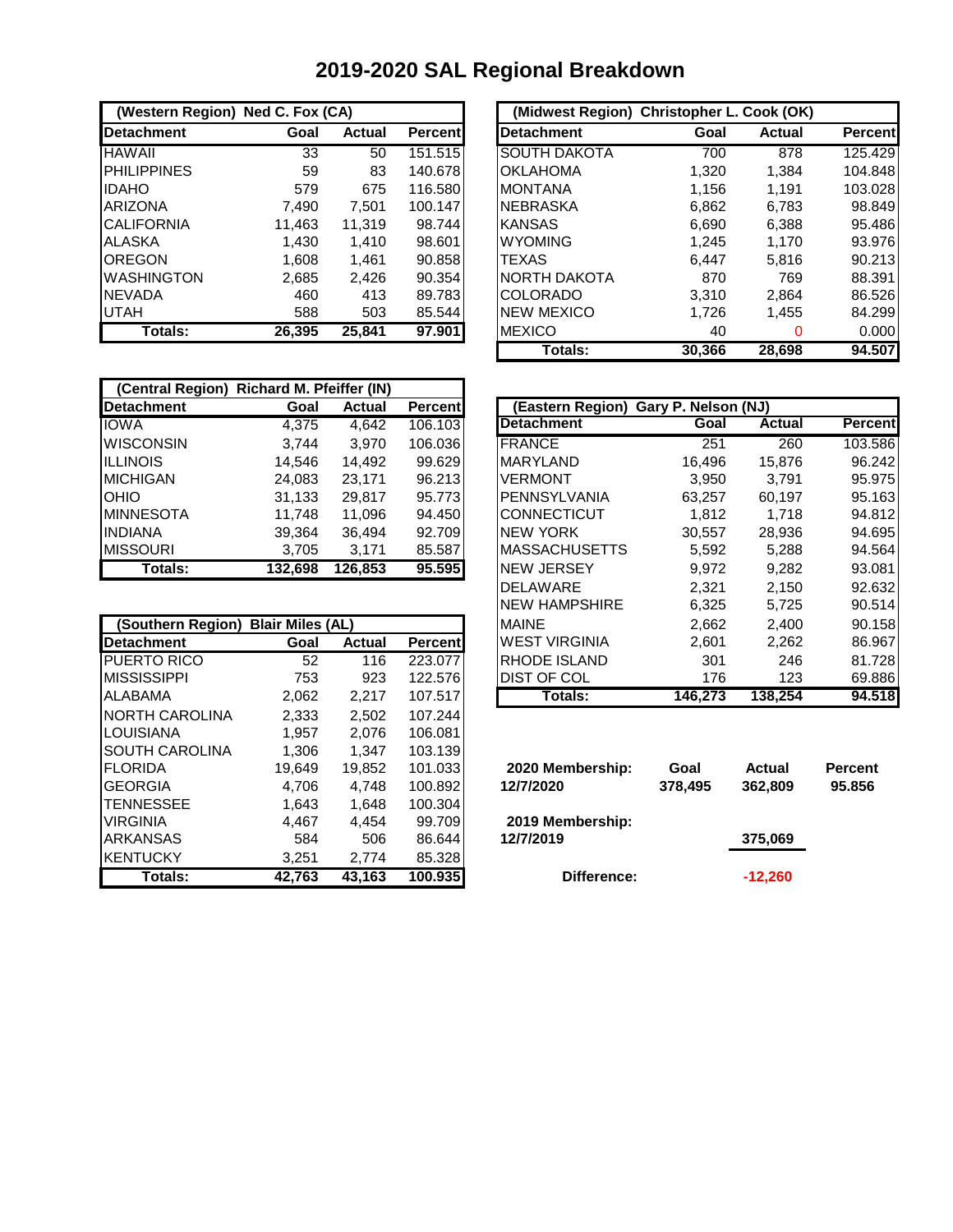# 2019-2020 SAL Regional Breakdown

| (Western Region) Ned C. Fox (CA) | | | |
|---|---|---|---|
| **Detachment** | **Goal** | **Actual** | **Percent** |
| HAWAII | 33 | 50 | 151.515 |
| PHILIPPINES | 59 | 83 | 140.678 |
| IDAHO | 579 | 675 | 116.580 |
| ARIZONA | 7,490 | 7,501 | 100.147 |
| CALIFORNIA | 11,463 | 11,319 | 98.744 |
| ALASKA | 1,430 | 1,410 | 98.601 |
| OREGON | 1,608 | 1,461 | 90.858 |
| WASHINGTON | 2,685 | 2,426 | 90.354 |
| NEVADA | 460 | 413 | 89.783 |
| UTAH | 588 | 503 | 85.544 |
| **Totals:** | **26,395** | **25,841** | **97.901** |

| (Midwest Region) Christopher L. Cook (OK) | | | |
|---|---|---|---|
| **Detachment** | **Goal** | **Actual** | **Percent** |
| SOUTH DAKOTA | 700 | 878 | 125.429 |
| OKLAHOMA | 1,320 | 1,384 | 104.848 |
| MONTANA | 1,156 | 1,191 | 103.028 |
| NEBRASKA | 6,862 | 6,783 | 98.849 |
| KANSAS | 6,690 | 6,388 | 95.486 |
| WYOMING | 1,245 | 1,170 | 93.976 |
| TEXAS | 6,447 | 5,816 | 90.213 |
| NORTH DAKOTA | 870 | 769 | 88.391 |
| COLORADO | 3,310 | 2,864 | 86.526 |
| NEW MEXICO | 1,726 | 1,455 | 84.299 |
| MEXICO | 40 | 0 | 0.000 |
| **Totals:** | **30,366** | **28,698** | **94.507** |

| (Central Region) Richard M. Pfeiffer (IN) | | | |
|---|---|---|---|
| **Detachment** | **Goal** | **Actual** | **Percent** |
| IOWA | 4,375 | 4,642 | 106.103 |
| WISCONSIN | 3,744 | 3,970 | 106.036 |
| ILLINOIS | 14,546 | 14,492 | 99.629 |
| MICHIGAN | 24,083 | 23,171 | 96.213 |
| OHIO | 31,133 | 29,817 | 95.773 |
| MINNESOTA | 11,748 | 11,096 | 94.450 |
| INDIANA | 39,364 | 36,494 | 92.709 |
| MISSOURI | 3,705 | 3,171 | 85.587 |
| **Totals:** | **132,698** | **126,853** | **95.595** |

| (Eastern Region) Gary P. Nelson (NJ) | | | |
|---|---|---|---|
| **Detachment** | **Goal** | **Actual** | **Percent** |
| FRANCE | 251 | 260 | 103.586 |
| MARYLAND | 16,496 | 15,876 | 96.242 |
| VERMONT | 3,950 | 3,791 | 95.975 |
| PENNSYLVANIA | 63,257 | 60,197 | 95.163 |
| CONNECTICUT | 1,812 | 1,718 | 94.812 |
| NEW YORK | 30,557 | 28,936 | 94.695 |
| MASSACHUSETTS | 5,592 | 5,288 | 94.564 |
| NEW JERSEY | 9,972 | 9,282 | 93.081 |
| DELAWARE | 2,321 | 2,150 | 92.632 |
| NEW HAMPSHIRE | 6,325 | 5,725 | 90.514 |
| MAINE | 2,662 | 2,400 | 90.158 |
| WEST VIRGINIA | 2,601 | 2,262 | 86.967 |
| RHODE ISLAND | 301 | 246 | 81.728 |
| DIST OF COL | 176 | 123 | 69.886 |
| **Totals:** | **146,273** | **138,254** | **94.518** |

| (Southern Region) Blair Miles (AL) | | | |
|---|---|---|---|
| **Detachment** | **Goal** | **Actual** | **Percent** |
| PUERTO RICO | 52 | 116 | 223.077 |
| MISSISSIPPI | 753 | 923 | 122.576 |
| ALABAMA | 2,062 | 2,217 | 107.517 |
| NORTH CAROLINA | 2,333 | 2,502 | 107.244 |
| LOUISIANA | 1,957 | 2,076 | 106.081 |
| SOUTH CAROLINA | 1,306 | 1,347 | 103.139 |
| FLORIDA | 19,649 | 19,852 | 101.033 |
| GEORGIA | 4,706 | 4,748 | 100.892 |
| TENNESSEE | 1,643 | 1,648 | 100.304 |
| VIRGINIA | 4,467 | 4,454 | 99.709 |
| ARKANSAS | 584 | 506 | 86.644 |
| KENTUCKY | 3,251 | 2,774 | 85.328 |
| **Totals:** | **42,763** | **43,163** | **100.935** |

| | **Goal** | **Actual** | **Percent** |
|---|---|---|---|
| **2020 Membership: 12/7/2020** | **378,495** | **362,809** | **95.856** |
| **2019 Membership: 12/7/2019** | | **375,069** | |
| **Difference:** | | **-12,260** | |